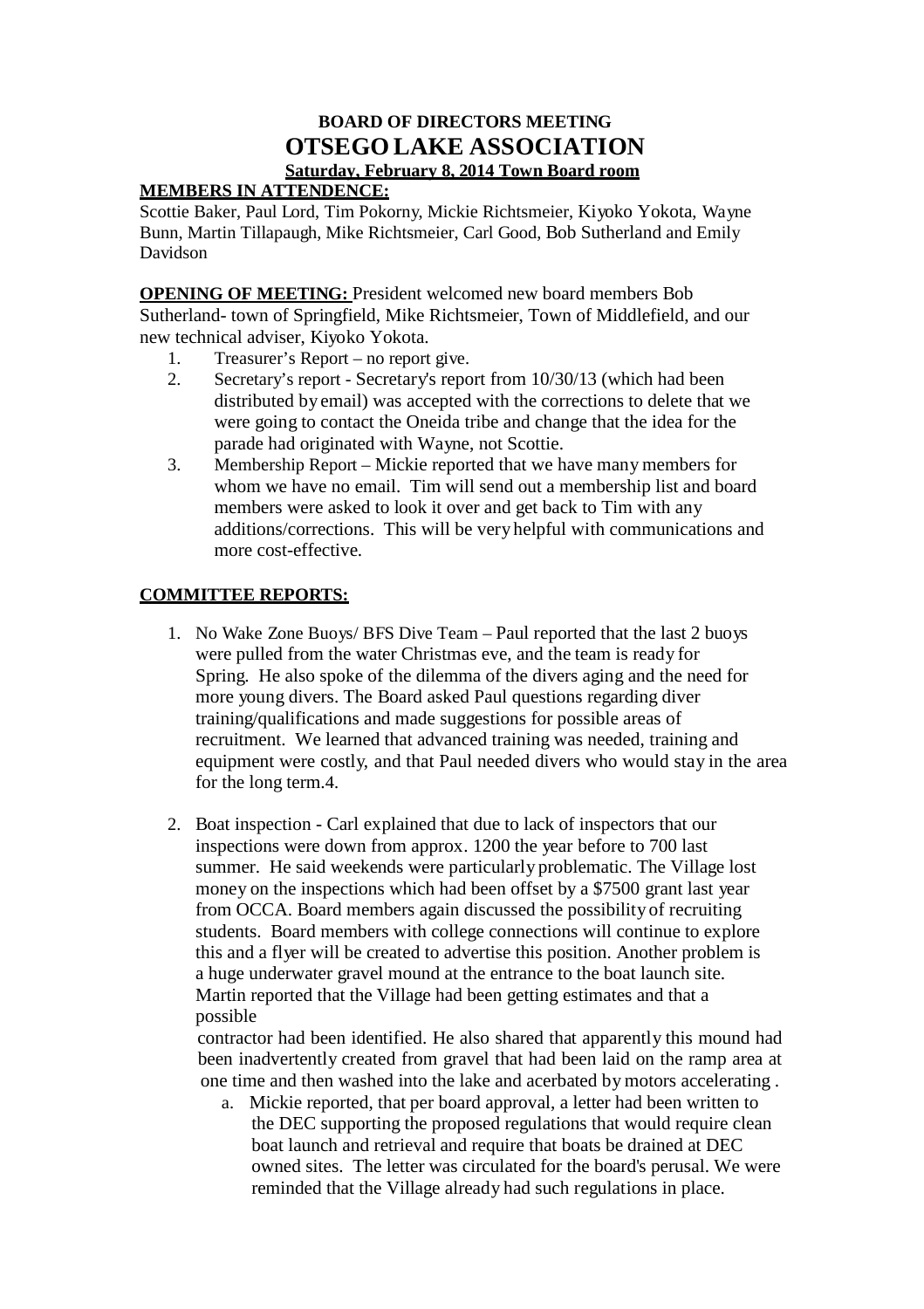# BOARD OF DIRECTORS MEETING

# OTSEGO LAKE ASSOCIATION

**Saturday, February 8, 2014 Town Board room**

**MEMBERS IN ATTENDENCE:**

Scottie Baker, Paul Lord, Tim Pokorny, Mickie Richtsmeier, Kiyoko Yokota, Wayne Bunn, Martin Tillapaugh, Mike Richtsmeier, Carl Good, Bob Sutherland and Emily Davidson

**OPENING OF MEETING:** President welcomed new board members Bob Sutherland- town of Springfield, Mike Richtsmeier, Town of Middlefield, and our new technical adviser, Kiyoko Yokota.

1. Treasurer's Report – no report give.
2. Secretary's report - Secretary's report from 10/30/13 (which had been distributed by email) was accepted with the corrections to delete that we were going to contact the Oneida tribe and change that the idea for the parade had originated with Wayne, not Scottie.
3. Membership Report – Mickie reported that we have many members for whom we have no email. Tim will send out a membership list and board members were asked to look it over and get back to Tim with any additions/corrections. This will be very helpful with communications and more cost-effective.

**COMMITTEE REPORTS:**

1. No Wake Zone Buoys/ BFS Dive Team – Paul reported that the last 2 buoys were pulled from the water Christmas eve, and the team is ready for Spring. He also spoke of the dilemma of the divers aging and the need for more young divers. The Board asked Paul questions regarding diver training/qualifications and made suggestions for possible areas of recruitment. We learned that advanced training was needed, training and equipment were costly, and that Paul needed divers who would stay in the area for the long term.4.

2. Boat inspection - Carl explained that due to lack of inspectors that our inspections were down from approx. 1200 the year before to 700 last summer. He said weekends were particularly problematic. The Village lost money on the inspections which had been offset by a $7500 grant last year from OCCA. Board members again discussed the possibility of recruiting students. Board members with college connections will continue to explore this and a flyer will be created to advertise this position. Another problem is a huge underwater gravel mound at the entrance to the boat launch site. Martin reported that the Village had been getting estimates and that a possible

   contractor had been identified. He also shared that apparently this mound had been inadvertently created from gravel that had been laid on the ramp area at one time and then washed into the lake and acerbated by motors accelerating .

   a. Mickie reported, that per board approval, a letter had been written to the DEC supporting the proposed regulations that would require clean boat launch and retrieval and require that boats be drained at DEC owned sites. The letter was circulated for the board's perusal. We were reminded that the Village already had such regulations in place.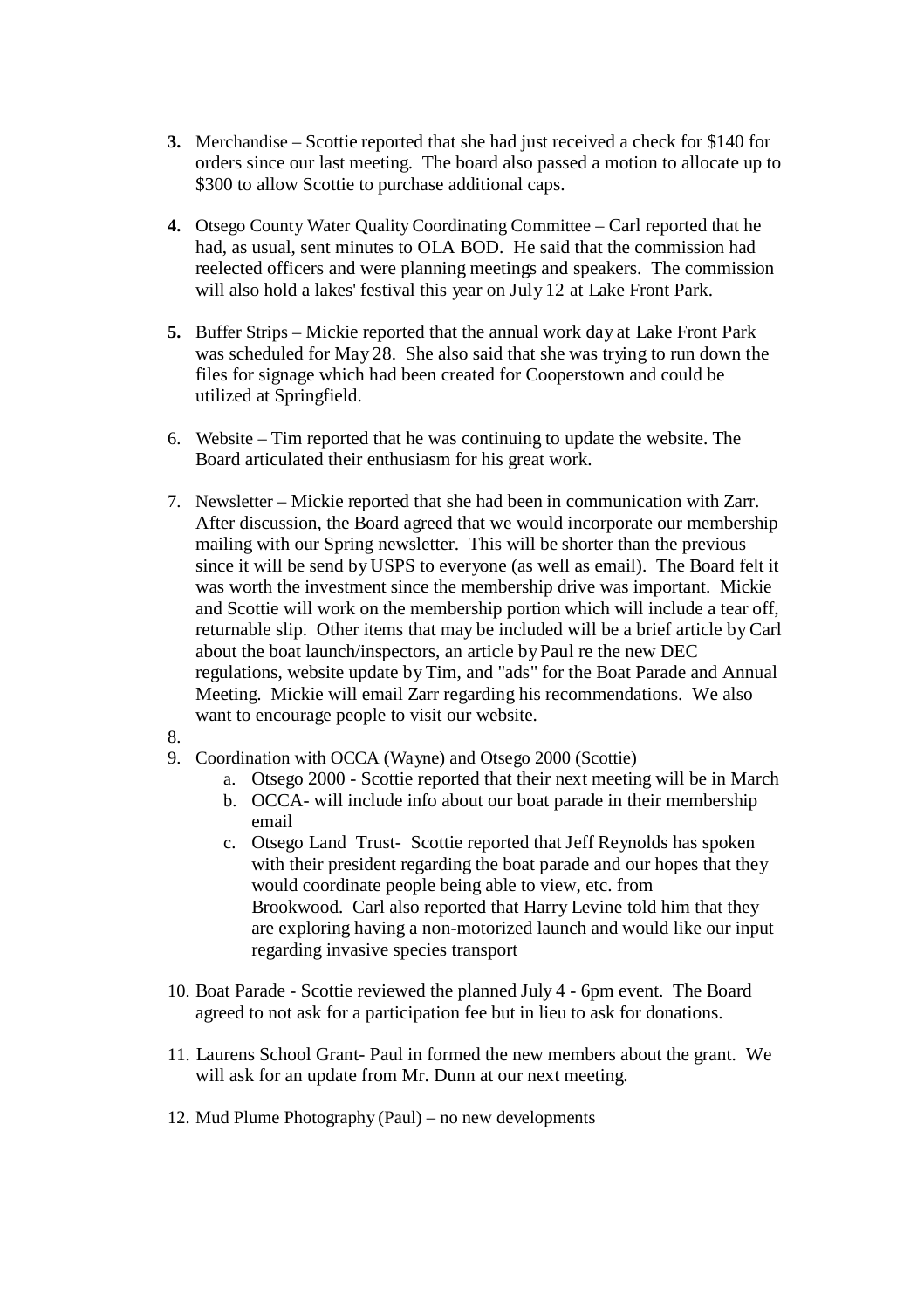**3.** Merchandise – Scottie reported that she had just received a check for $140 for orders since our last meeting. The board also passed a motion to allocate up to $300 to allow Scottie to purchase additional caps.

**4.** Otsego County Water Quality Coordinating Committee – Carl reported that he had, as usual, sent minutes to OLA BOD. He said that the commission had reelected officers and were planning meetings and speakers. The commission will also hold a lakes' festival this year on July 12 at Lake Front Park.

**5.** Buffer Strips – Mickie reported that the annual work day at Lake Front Park was scheduled for May 28. She also said that she was trying to run down the files for signage which had been created for Cooperstown and could be utilized at Springfield.

6. Website – Tim reported that he was continuing to update the website. The Board articulated their enthusiasm for his great work.

7. Newsletter – Mickie reported that she had been in communication with Zarr. After discussion, the Board agreed that we would incorporate our membership mailing with our Spring newsletter. This will be shorter than the previous since it will be send by USPS to everyone (as well as email). The Board felt it was worth the investment since the membership drive was important. Mickie and Scottie will work on the membership portion which will include a tear off, returnable slip. Other items that may be included will be a brief article by Carl about the boat launch/inspectors, an article by Paul re the new DEC regulations, website update by Tim, and "ads" for the Boat Parade and Annual Meeting. Mickie will email Zarr regarding his recommendations. We also want to encourage people to visit our website.

8.

9. Coordination with OCCA (Wayne) and Otsego 2000 (Scottie)
    a. Otsego 2000 - Scottie reported that their next meeting will be in March
    b. OCCA- will include info about our boat parade in their membership email
    c. Otsego Land Trust- Scottie reported that Jeff Reynolds has spoken with their president regarding the boat parade and our hopes that they would coordinate people being able to view, etc. from Brookwood. Carl also reported that Harry Levine told him that they are exploring having a non-motorized launch and would like our input regarding invasive species transport

10. Boat Parade - Scottie reviewed the planned July 4 - 6pm event. The Board agreed to not ask for a participation fee but in lieu to ask for donations.

11. Laurens School Grant- Paul in formed the new members about the grant. We will ask for an update from Mr. Dunn at our next meeting.

12. Mud Plume Photography (Paul) – no new developments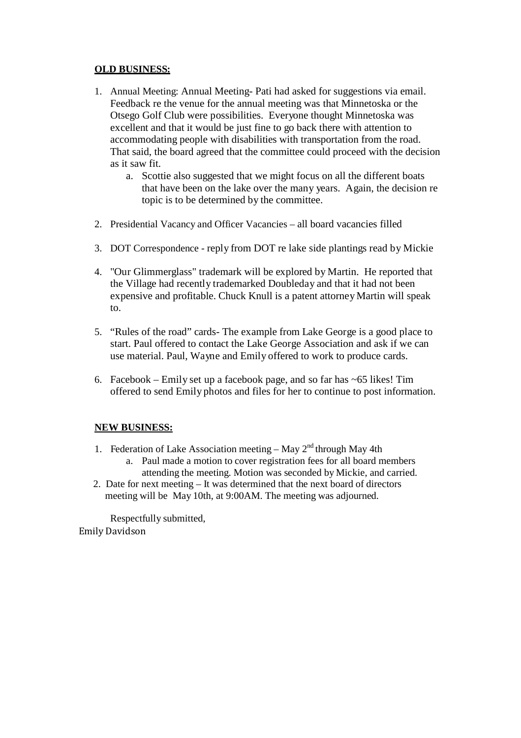**OLD BUSINESS:**

1. Annual Meeting: Annual Meeting- Pati had asked for suggestions via email. Feedback re the venue for the annual meeting was that Minnetoska or the Otsego Golf Club were possibilities. Everyone thought Minnetoska was excellent and that it would be just fine to go back there with attention to accommodating people with disabilities with transportation from the road. That said, the board agreed that the committee could proceed with the decision as it saw fit.
   a. Scottie also suggested that we might focus on all the different boats that have been on the lake over the many years. Again, the decision re topic is to be determined by the committee.

2. Presidential Vacancy and Officer Vacancies – all board vacancies filled

3. DOT Correspondence - reply from DOT re lake side plantings read by Mickie

4. "Our Glimmerglass" trademark will be explored by Martin. He reported that the Village had recently trademarked Doubleday and that it had not been expensive and profitable. Chuck Knull is a patent attorney Martin will speak to.

5. "Rules of the road" cards- The example from Lake George is a good place to start. Paul offered to contact the Lake George Association and ask if we can use material. Paul, Wayne and Emily offered to work to produce cards.

6. Facebook – Emily set up a facebook page, and so far has ~65 likes! Tim offered to send Emily photos and files for her to continue to post information.

**NEW BUSINESS:**

1. Federation of Lake Association meeting – May 2nd through May 4th
   a. Paul made a motion to cover registration fees for all board members attending the meeting. Motion was seconded by Mickie, and carried.
2. Date for next meeting – It was determined that the next board of directors meeting will be May 10th, at 9:00AM. The meeting was adjourned.

Respectfully submitted,
Emily Davidson